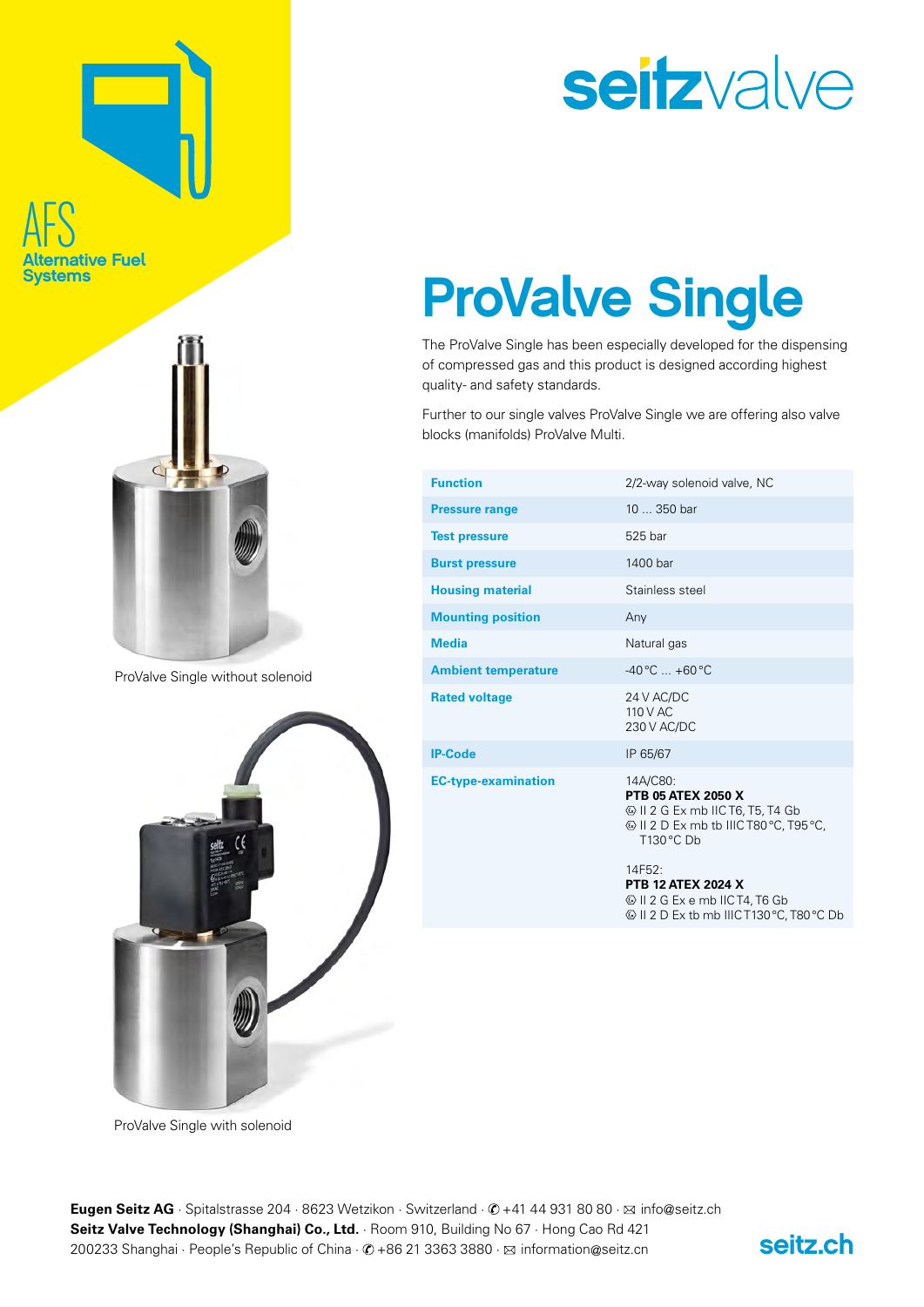AFS
Alternative Fuel Systems

seitzvalve

# ProValve Single

The ProValve Single has been especially developed for the dispensing of compressed gas and this product is designed according highest quality- and safety standards.

Further to our single valves ProValve Single we are offering also valve blocks (manifolds) ProValve Multi.

| | |
|---|---|
| **Function** | 2/2-way solenoid valve, NC |
| **Pressure range** | 10 ... 350 bar |
| **Test pressure** | 525 bar |
| **Burst pressure** | 1400 bar |
| **Housing material** | Stainless steel |
| **Mounting position** | Any |
| **Media** | Natural gas |
| **Ambient temperature** | -40 °C ... +60 °C |
| **Rated voltage** | 24 V AC/DC<br>110 V AC<br>230 V AC/DC |
| **IP-Code** | IP 65/67 |
| **EC-type-examination** | 14A/C80:<br>**PTB 05 ATEX 2050 X**<br>⟨Ex⟩ II 2 G Ex mb IIC T6, T5, T4 Gb<br>⟨Ex⟩ II 2 D Ex mb tb IIIC T80 °C, T95 °C, T130 °C Db<br><br>14F52:<br>**PTB 12 ATEX 2024 X**<br>⟨Ex⟩ II 2 G Ex e mb IIC T4, T6 Gb<br>⟨Ex⟩ II 2 D Ex tb mb IIIC T130 °C, T80 °C Db |

ProValve Single without solenoid

ProValve Single with solenoid

**Eugen Seitz AG** · Spitalstrasse 204 · 8623 Wetzikon · Switzerland · ✆ +41 44 931 80 80 · ✉ info@seitz.ch
**Seitz Valve Technology (Shanghai) Co., Ltd.** · Room 910, Building No 67 · Hong Cao Rd 421
200233 Shanghai · People's Republic of China · ✆ +86 21 3363 3880 · ✉ information@seitz.cn

seitz.ch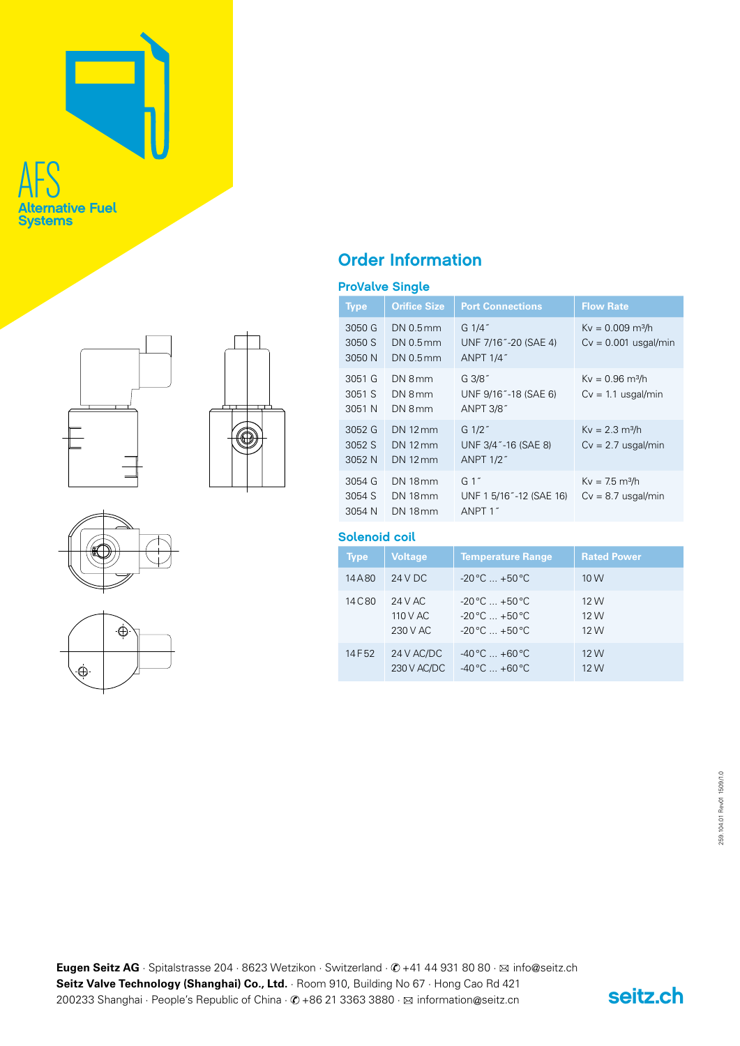AFS
Alternative Fuel Systems

## Order Information

### ProValve Single

| Type | Orifice Size | Port Connections | Flow Rate |
|---|---|---|---|
| 3050 G<br>3050 S<br>3050 N | DN 0.5 mm<br>DN 0.5 mm<br>DN 0.5 mm | G 1/4˝<br>UNF 7/16˝-20 (SAE 4)<br>ANPT 1/4˝ | Kv = 0.009 m³/h<br>Cv = 0.001 usgal/min |
| 3051 G<br>3051 S<br>3051 N | DN 8 mm<br>DN 8 mm<br>DN 8 mm | G 3/8˝<br>UNF 9/16˝-18 (SAE 6)<br>ANPT 3/8˝ | Kv = 0.96 m³/h<br>Cv = 1.1 usgal/min |
| 3052 G<br>3052 S<br>3052 N | DN 12 mm<br>DN 12 mm<br>DN 12 mm | G 1/2˝<br>UNF 3/4˝-16 (SAE 8)<br>ANPT 1/2˝ | Kv = 2.3 m³/h<br>Cv = 2.7 usgal/min |
| 3054 G<br>3054 S<br>3054 N | DN 18 mm<br>DN 18 mm<br>DN 18 mm | G 1˝<br>UNF 1 5/16˝-12 (SAE 16)<br>ANPT 1˝ | Kv = 7.5 m³/h<br>Cv = 8.7 usgal/min |

### Solenoid coil

| Type | Voltage | Temperature Range | Rated Power |
|---|---|---|---|
| 14 A 80 | 24 V DC | -20 °C ... +50 °C | 10 W |
| 14 C 80 | 24 V AC<br>110 V AC<br>230 V AC | -20 °C ... +50 °C<br>-20 °C ... +50 °C<br>-20 °C ... +50 °C | 12 W<br>12 W<br>12 W |
| 14 F 52 | 24 V AC/DC<br>230 V AC/DC | -40 °C ... +60 °C<br>-40 °C ... +60 °C | 12 W<br>12 W |

259.104.01 Rev01 1509/1.0

**Eugen Seitz AG** · Spitalstrasse 204 · 8623 Wetzikon · Switzerland · ✆ +41 44 931 80 80 · ✉ info@seitz.ch
**Seitz Valve Technology (Shanghai) Co., Ltd.** · Room 910, Building No 67 · Hong Cao Rd 421
200233 Shanghai · People's Republic of China · ✆ +86 21 3363 3880 · ✉ information@seitz.cn

seitz.ch